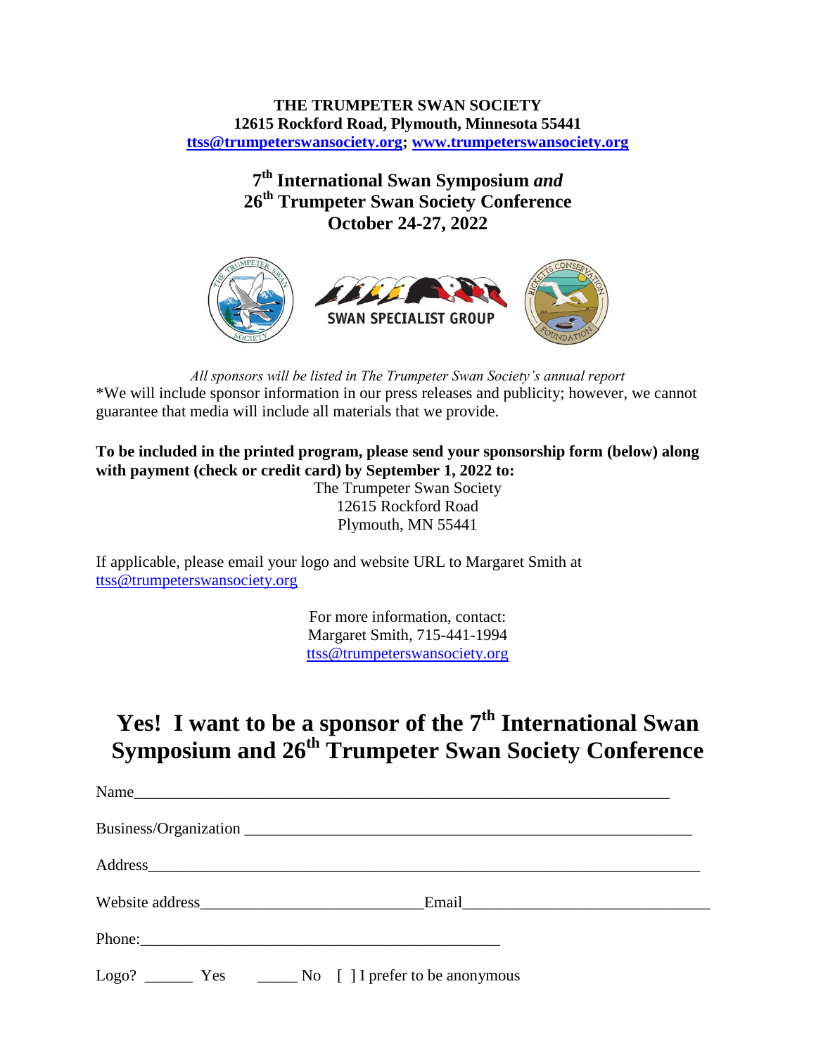**THE TRUMPETER SWAN SOCIETY**
**12615 Rockford Road, Plymouth, Minnesota 55441**
**ttss@trumpeterswansociety.org; www.trumpeterswansociety.org**

# 7th International Swan Symposium *and* 26th Trumpeter Swan Society Conference

## October 24-27, 2022

*All sponsors will be listed in The Trumpeter Swan Society's annual report*

*We will include sponsor information in our press releases and publicity; however, we cannot guarantee that media will include all materials that we provide.

**To be included in the printed program, please send your sponsorship form (below) along with payment (check or credit card) by September 1, 2022 to:**

The Trumpeter Swan Society
12615 Rockford Road
Plymouth, MN 55441

If applicable, please email your logo and website URL to Margaret Smith at ttss@trumpeterswansociety.org

For more information, contact:
Margaret Smith, 715-441-1994
ttss@trumpeterswansociety.org

# Yes! I want to be a sponsor of the 7th International Swan Symposium and 26th Trumpeter Swan Society Conference

Name_______________________________________________________________________

Business/Organization _________________________________________________________

Address_____________________________________________________________________

Website address___________________________Email______________________________

Phone:______________________________________________

Logo? ______ Yes   _____ No   [ ] I prefer to be anonymous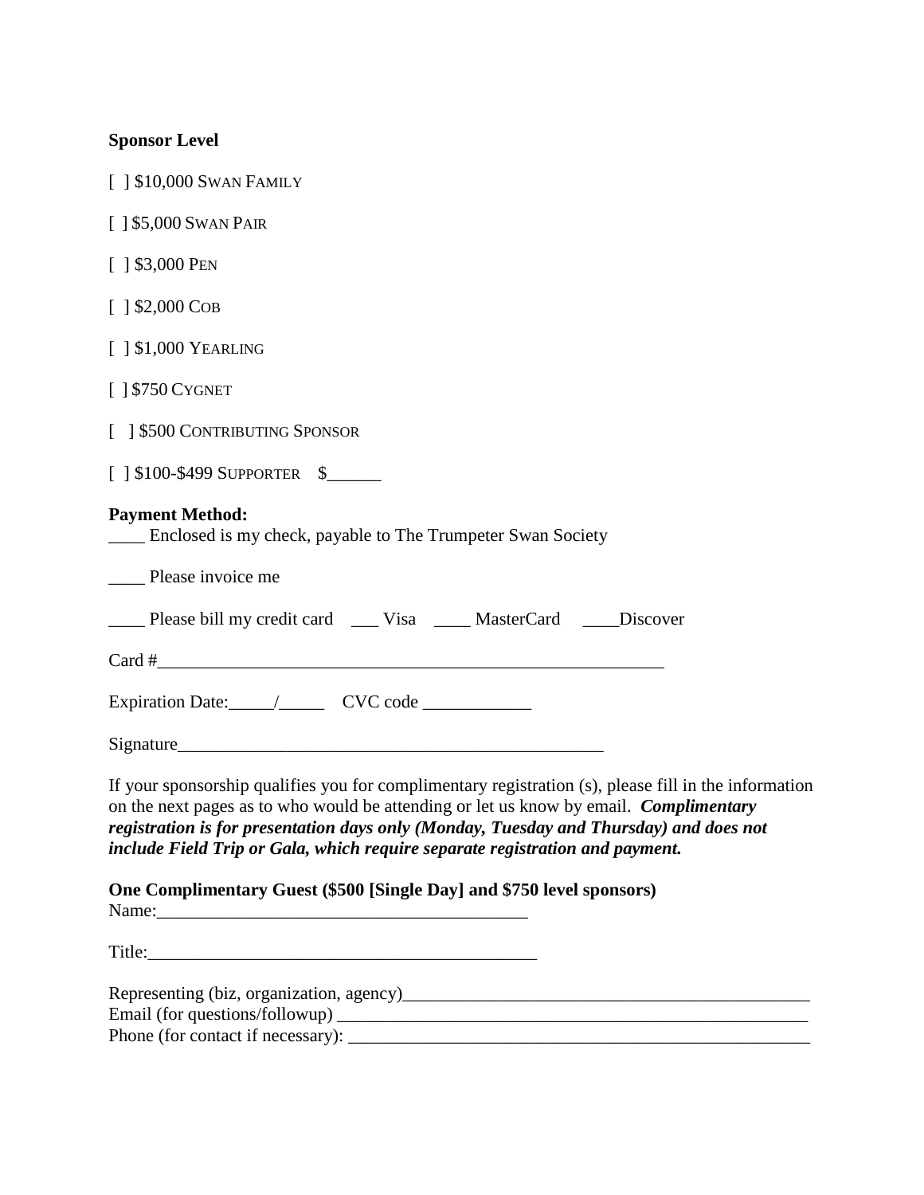**Sponsor Level**

[ ] $10,000 SWAN FAMILY

[ ] $5,000 SWAN PAIR

[ ] $3,000 PEN

[ ] $2,000 COB

[ ] $1,000 YEARLING

[ ] $750 CYGNET

[ ] $500 CONTRIBUTING SPONSOR

[ ] $100-$499 SUPPORTER $______

**Payment Method:**

____ Enclosed is my check, payable to The Trumpeter Swan Society

____ Please invoice me

____ Please bill my credit card ___ Visa ____ MasterCard ____Discover

Card #___________________________________________________________

Expiration Date:_____/_____ CVC code ____________

Signature_________________________________________________

If your sponsorship qualifies you for complimentary registration (s), please fill in the information on the next pages as to who would be attending or let us know by email. ***Complimentary registration is for presentation days only (Monday, Tuesday and Thursday) and does not include Field Trip or Gala, which require separate registration and payment.***

**One Complimentary Guest ($500 [Single Day] and $750 level sponsors)**

Name:___________________________________________

Title:____________________________________________

Representing (biz, organization, agency)_____________________________________________

Email (for questions/followup) _____________________________________________________

Phone (for contact if necessary): ___________________________________________________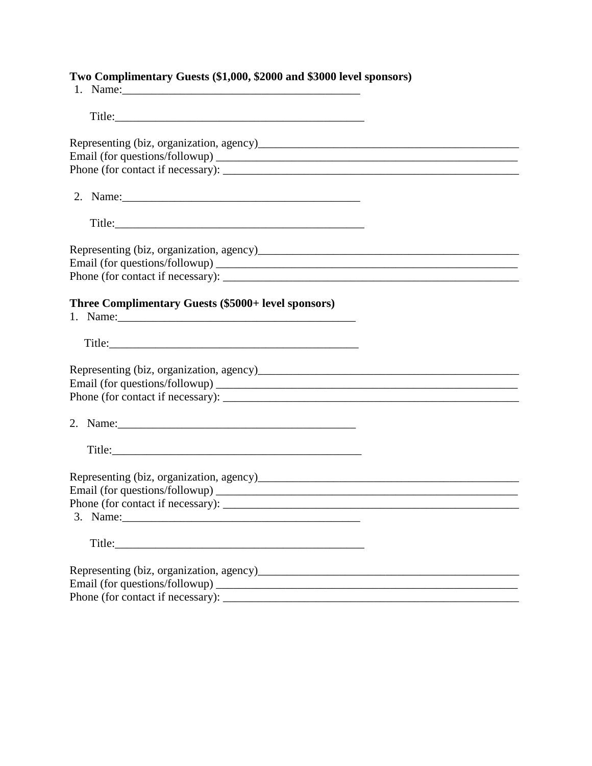**Two Complimentary Guests ($1,000, $2000 and $3000 level sponsors)**

1. Name:__________________________________________

   Title:__________________________________________

Representing (biz, organization, agency)_______________________________________________
Email (for questions/followup) ______________________________________________________
Phone (for contact if necessary): ____________________________________________________

2. Name:__________________________________________

   Title:__________________________________________

Representing (biz, organization, agency)_______________________________________________
Email (for questions/followup) ______________________________________________________
Phone (for contact if necessary): ____________________________________________________

**Three Complimentary Guests ($5000+ level sponsors)**

1. Name:__________________________________________

   Title:__________________________________________

Representing (biz, organization, agency)_______________________________________________
Email (for questions/followup) ______________________________________________________
Phone (for contact if necessary): ____________________________________________________

2. Name:__________________________________________

   Title:__________________________________________

Representing (biz, organization, agency)_______________________________________________
Email (for questions/followup) ______________________________________________________
Phone (for contact if necessary): ____________________________________________________

3. Name:__________________________________________

   Title:__________________________________________

Representing (biz, organization, agency)_______________________________________________
Email (for questions/followup) ______________________________________________________
Phone (for contact if necessary): ____________________________________________________